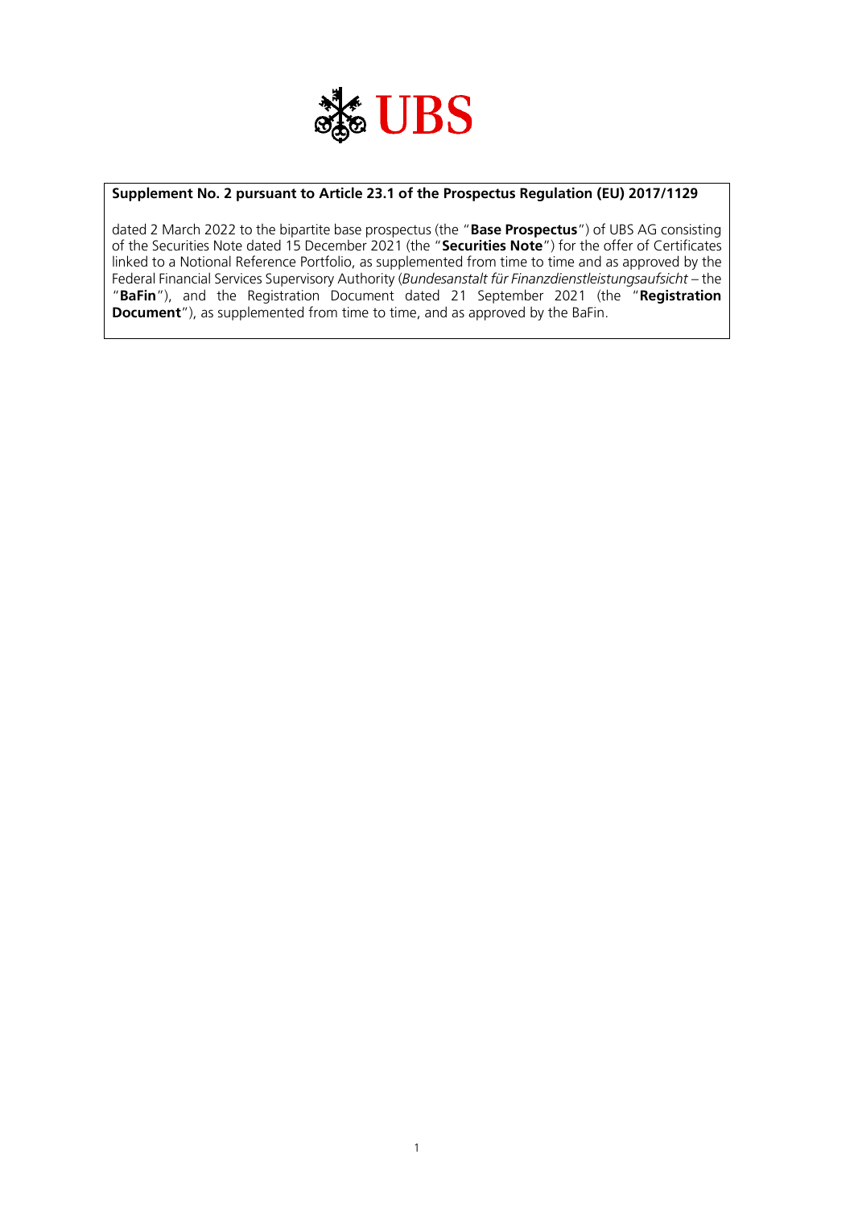**Supplement No. 2 pursuant to Article 23.1 of the Prospectus Regulation (EU) 2017/1129**

dated 2 March 2022 to the bipartite base prospectus (the "**Base Prospectus**") of UBS AG consisting of the Securities Note dated 15 December 2021 (the "**Securities Note**") for the offer of Certificates linked to a Notional Reference Portfolio, as supplemented from time to time and as approved by the Federal Financial Services Supervisory Authority (*Bundesanstalt für Finanzdienstleistungsaufsicht* – the "**BaFin**"), and the Registration Document dated 21 September 2021 (the "**Registration Document**"), as supplemented from time to time, and as approved by the BaFin.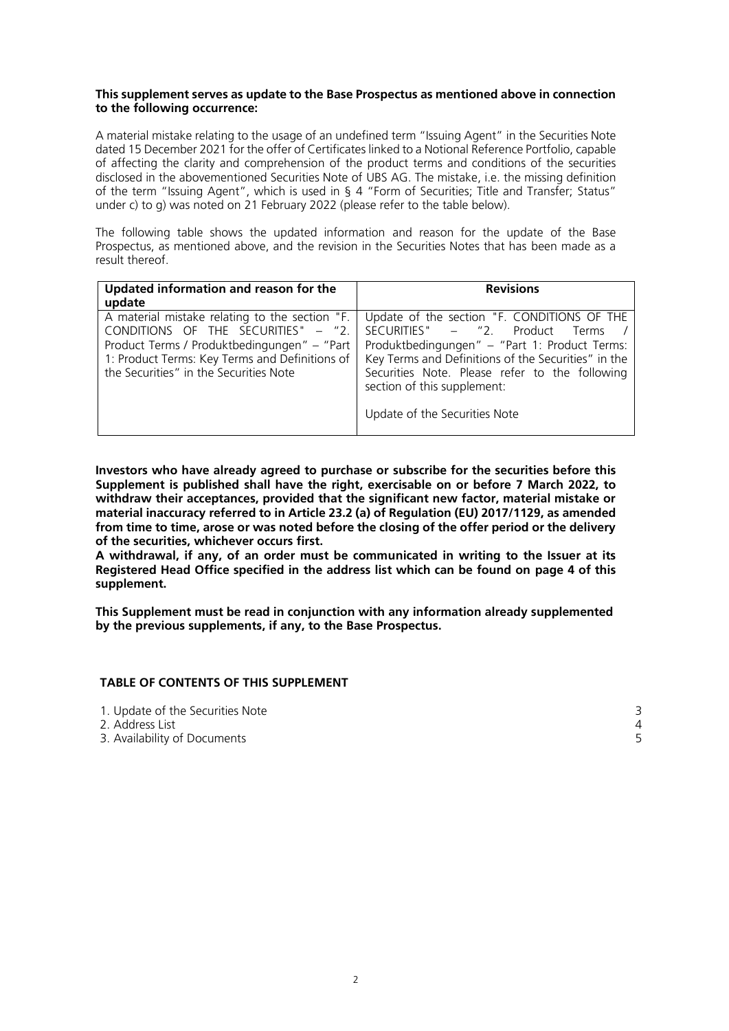**This supplement serves as update to the Base Prospectus as mentioned above in connection to the following occurrence:**

A material mistake relating to the usage of an undefined term "Issuing Agent" in the Securities Note dated 15 December 2021 for the offer of Certificates linked to a Notional Reference Portfolio, capable of affecting the clarity and comprehension of the product terms and conditions of the securities disclosed in the abovementioned Securities Note of UBS AG. The mistake, i.e. the missing definition of the term "Issuing Agent", which is used in § 4 "Form of Securities; Title and Transfer; Status" under c) to g) was noted on 21 February 2022 (please refer to the table below).

The following table shows the updated information and reason for the update of the Base Prospectus, as mentioned above, and the revision in the Securities Notes that has been made as a result thereof.

| Updated information and reason for the update | Revisions |
|---|---|
| A material mistake relating to the section "F. CONDITIONS OF THE SECURITIES" – "2. Product Terms / Produktbedingungen" – "Part 1: Product Terms: Key Terms and Definitions of the Securities" in the Securities Note | Update of the section "F. CONDITIONS OF THE SECURITIES" – "2. Product Terms / Produktbedingungen" – "Part 1: Product Terms: Key Terms and Definitions of the Securities" in the Securities Note. Please refer to the following section of this supplement:<br><br>Update of the Securities Note |

**Investors who have already agreed to purchase or subscribe for the securities before this Supplement is published shall have the right, exercisable on or before 7 March 2022, to withdraw their acceptances, provided that the significant new factor, material mistake or material inaccuracy referred to in Article 23.2 (a) of Regulation (EU) 2017/1129, as amended from time to time, arose or was noted before the closing of the offer period or the delivery of the securities, whichever occurs first.**

**A withdrawal, if any, of an order must be communicated in writing to the Issuer at its Registered Head Office specified in the address list which can be found on page 4 of this supplement.**

**This Supplement must be read in conjunction with any information already supplemented by the previous supplements, if any, to the Base Prospectus.**

**TABLE OF CONTENTS OF THIS SUPPLEMENT**

| | |
|---|---|
| 1. Update of the Securities Note | 3 |
| 2. Address List | 4 |
| 3. Availability of Documents | 5 |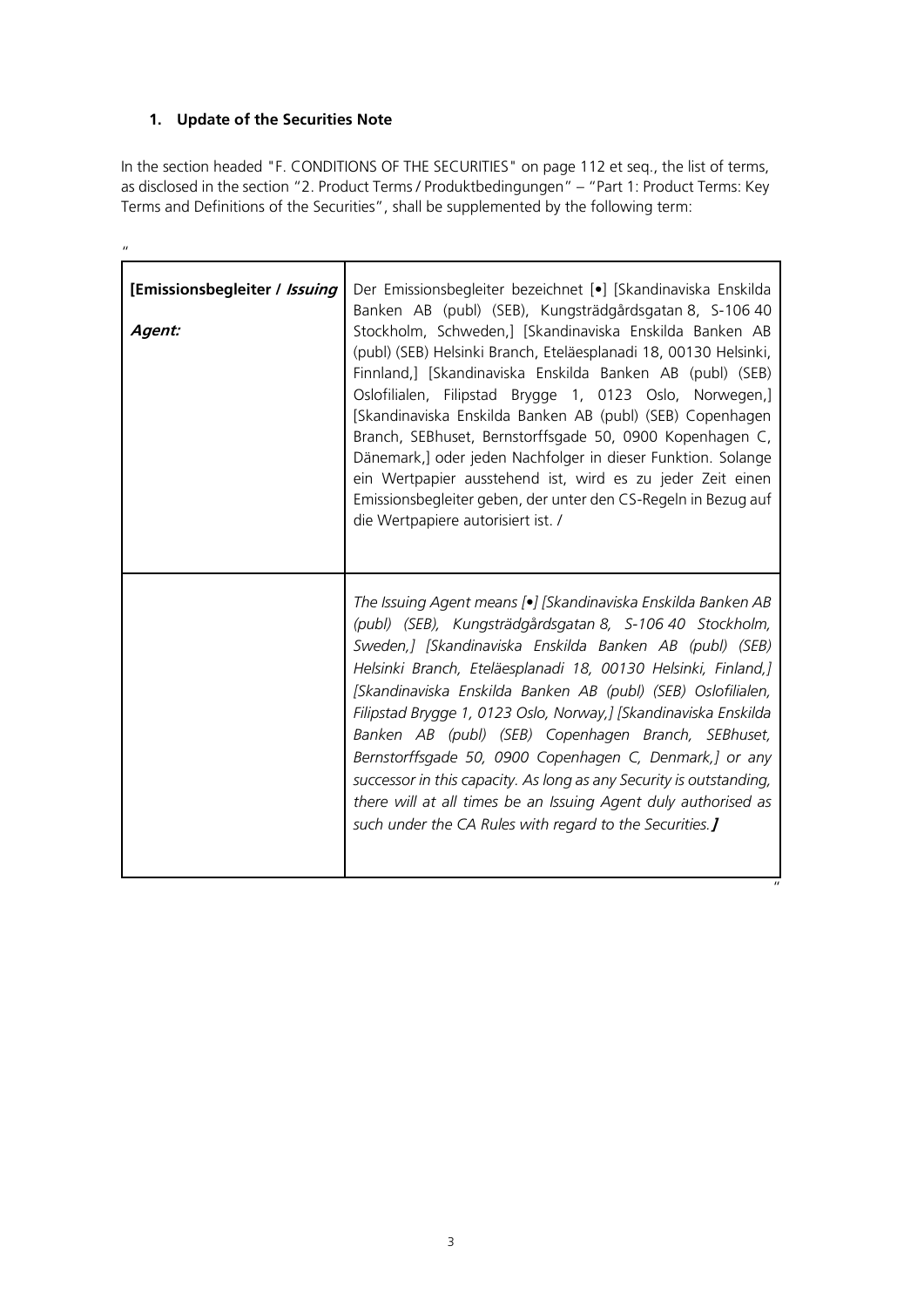### 1. Update of the Securities Note

In the section headed "F. CONDITIONS OF THE SECURITIES" on page 112 et seq., the list of terms, as disclosed in the section "2. Product Terms / Produktbedingungen" – "Part 1: Product Terms: Key Terms and Definitions of the Securities", shall be supplemented by the following term:

"

| | |
|---|---|
| **[Emissionsbegleiter / *Issuing Agent:*** | Der Emissionsbegleiter bezeichnet [•] [Skandinaviska Enskilda Banken AB (publ) (SEB), Kungsträdgårdsgatan 8, S-106 40 Stockholm, Schweden,] [Skandinaviska Enskilda Banken AB (publ) (SEB) Helsinki Branch, Eteläesplanadi 18, 00130 Helsinki, Finnland,] [Skandinaviska Enskilda Banken AB (publ) (SEB) Oslofilialen, Filipstad Brygge 1, 0123 Oslo, Norwegen,] [Skandinaviska Enskilda Banken AB (publ) (SEB) Copenhagen Branch, SEBhuset, Bernstorffsgade 50, 0900 Kopenhagen C, Dänemark,] oder jeden Nachfolger in dieser Funktion. Solange ein Wertpapier ausstehend ist, wird es zu jeder Zeit einen Emissionsbegleiter geben, der unter den CS-Regeln in Bezug auf die Wertpapiere autorisiert ist. / |
| | *The Issuing Agent means [•] [Skandinaviska Enskilda Banken AB (publ) (SEB), Kungsträdgårdsgatan 8, S-106 40 Stockholm, Sweden,] [Skandinaviska Enskilda Banken AB (publ) (SEB) Helsinki Branch, Eteläesplanadi 18, 00130 Helsinki, Finland,] [Skandinaviska Enskilda Banken AB (publ) (SEB) Oslofilialen, Filipstad Brygge 1, 0123 Oslo, Norway,] [Skandinaviska Enskilda Banken AB (publ) (SEB) Copenhagen Branch, SEBhuset, Bernstorffsgade 50, 0900 Copenhagen C, Denmark,] or any successor in this capacity. As long as any Security is outstanding, there will at all times be an Issuing Agent duly authorised as such under the CA Rules with regard to the Securities.]* |

"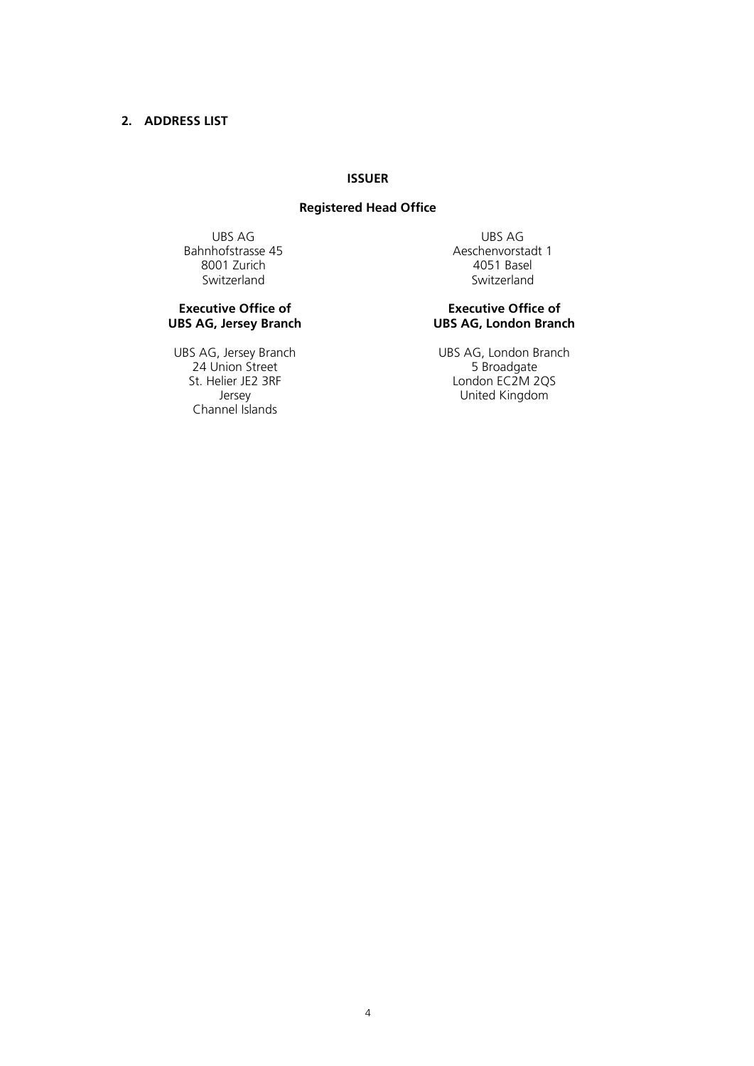## 2. ADDRESS LIST

### ISSUER

#### Registered Head Office

UBS AG
Bahnhofstrasse 45
8001 Zurich
Switzerland

UBS AG
Aeschenvorstadt 1
4051 Basel
Switzerland

**Executive Office of UBS AG, Jersey Branch**

UBS AG, Jersey Branch
24 Union Street
St. Helier JE2 3RF
Jersey
Channel Islands

**Executive Office of UBS AG, London Branch**

UBS AG, London Branch
5 Broadgate
London EC2M 2QS
United Kingdom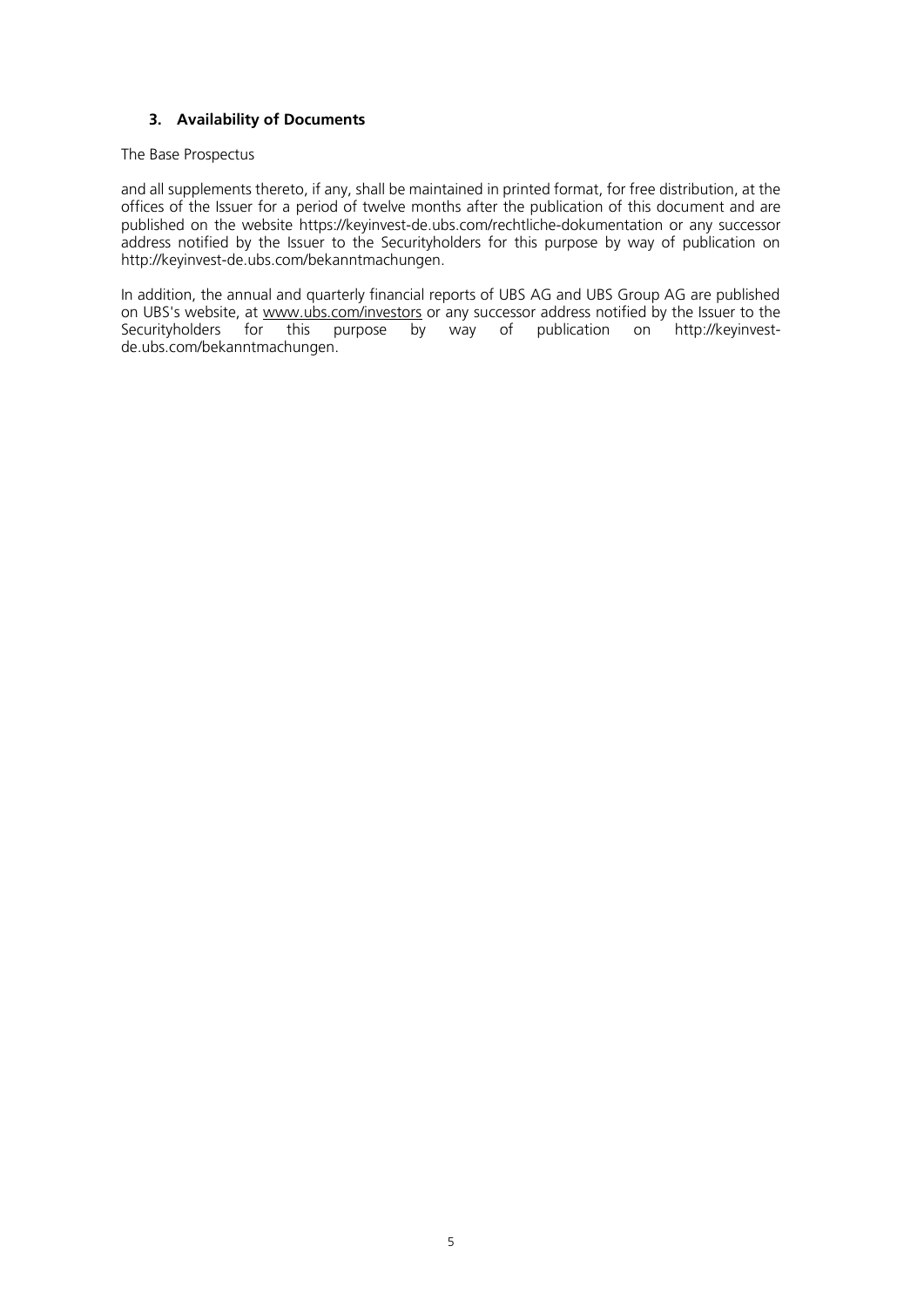### 3. Availability of Documents

The Base Prospectus

and all supplements thereto, if any, shall be maintained in printed format, for free distribution, at the offices of the Issuer for a period of twelve months after the publication of this document and are published on the website https://keyinvest-de.ubs.com/rechtliche-dokumentation or any successor address notified by the Issuer to the Securityholders for this purpose by way of publication on http://keyinvest-de.ubs.com/bekanntmachungen.

In addition, the annual and quarterly financial reports of UBS AG and UBS Group AG are published on UBS's website, at www.ubs.com/investors or any successor address notified by the Issuer to the Securityholders for this purpose by way of publication on http://keyinvest-de.ubs.com/bekanntmachungen.